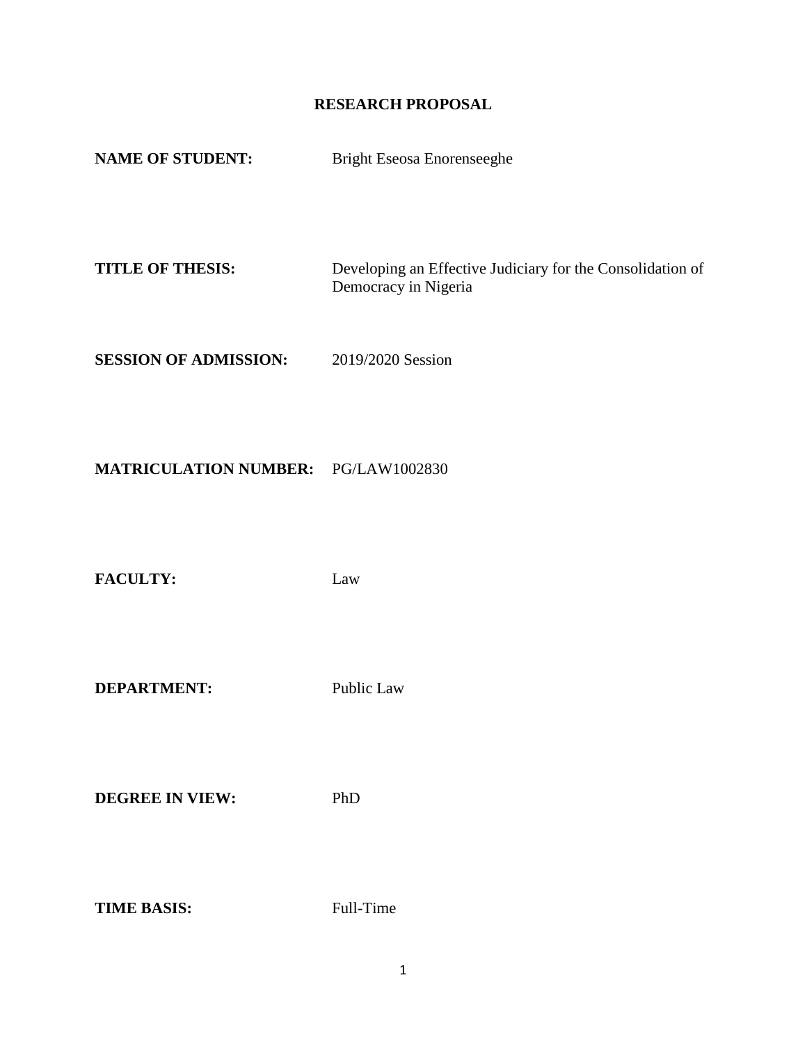# RESEARCH PROPOSAL

**NAME OF STUDENT:** Bright Eseosa Enorenseeghe

**TITLE OF THESIS:** Developing an Effective Judiciary for the Consolidation of Democracy in Nigeria

**SESSION OF ADMISSION:** 2019/2020 Session

**MATRICULATION NUMBER:** PG/LAW1002830

**FACULTY:** Law

**DEPARTMENT:** Public Law

**DEGREE IN VIEW:** PhD

**TIME BASIS:** Full-Time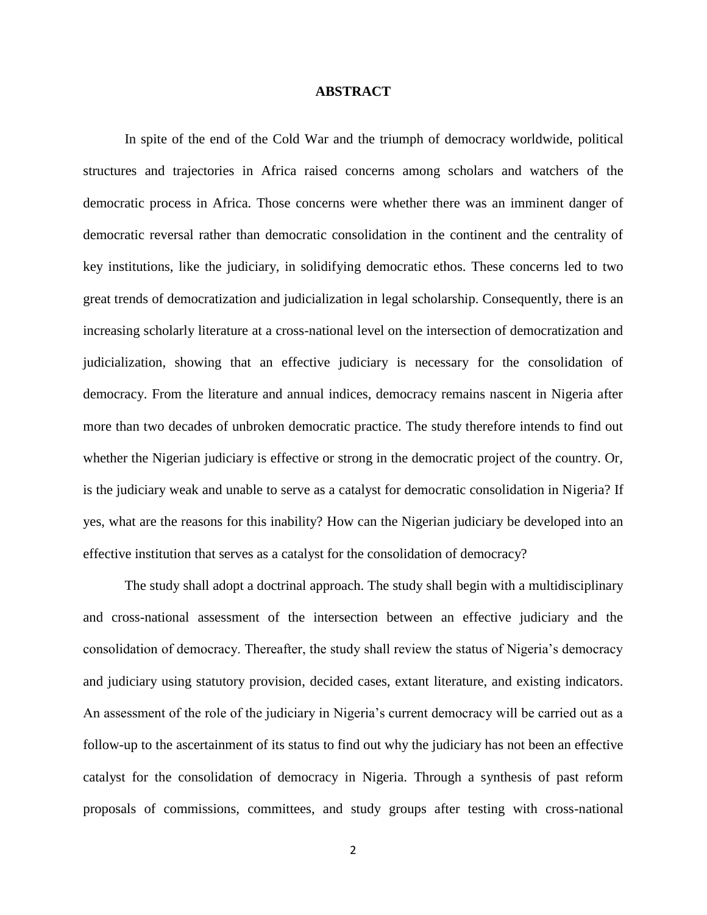# ABSTRACT

In spite of the end of the Cold War and the triumph of democracy worldwide, political structures and trajectories in Africa raised concerns among scholars and watchers of the democratic process in Africa. Those concerns were whether there was an imminent danger of democratic reversal rather than democratic consolidation in the continent and the centrality of key institutions, like the judiciary, in solidifying democratic ethos. These concerns led to two great trends of democratization and judicialization in legal scholarship. Consequently, there is an increasing scholarly literature at a cross-national level on the intersection of democratization and judicialization, showing that an effective judiciary is necessary for the consolidation of democracy. From the literature and annual indices, democracy remains nascent in Nigeria after more than two decades of unbroken democratic practice. The study therefore intends to find out whether the Nigerian judiciary is effective or strong in the democratic project of the country. Or, is the judiciary weak and unable to serve as a catalyst for democratic consolidation in Nigeria? If yes, what are the reasons for this inability? How can the Nigerian judiciary be developed into an effective institution that serves as a catalyst for the consolidation of democracy?

The study shall adopt a doctrinal approach. The study shall begin with a multidisciplinary and cross-national assessment of the intersection between an effective judiciary and the consolidation of democracy. Thereafter, the study shall review the status of Nigeria's democracy and judiciary using statutory provision, decided cases, extant literature, and existing indicators. An assessment of the role of the judiciary in Nigeria's current democracy will be carried out as a follow-up to the ascertainment of its status to find out why the judiciary has not been an effective catalyst for the consolidation of democracy in Nigeria. Through a synthesis of past reform proposals of commissions, committees, and study groups after testing with cross-national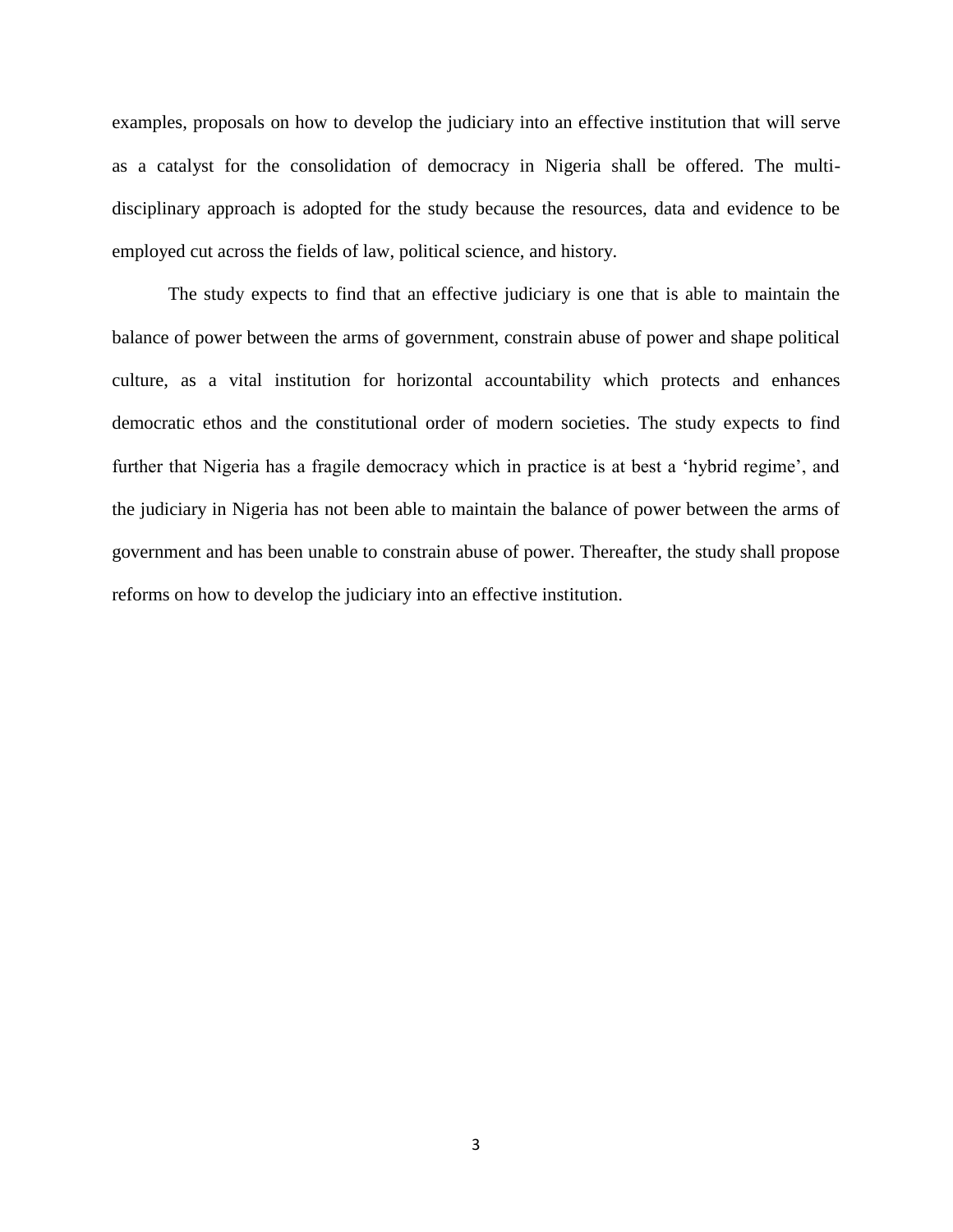examples, proposals on how to develop the judiciary into an effective institution that will serve as a catalyst for the consolidation of democracy in Nigeria shall be offered. The multi-disciplinary approach is adopted for the study because the resources, data and evidence to be employed cut across the fields of law, political science, and history.

The study expects to find that an effective judiciary is one that is able to maintain the balance of power between the arms of government, constrain abuse of power and shape political culture, as a vital institution for horizontal accountability which protects and enhances democratic ethos and the constitutional order of modern societies. The study expects to find further that Nigeria has a fragile democracy which in practice is at best a 'hybrid regime', and the judiciary in Nigeria has not been able to maintain the balance of power between the arms of government and has been unable to constrain abuse of power. Thereafter, the study shall propose reforms on how to develop the judiciary into an effective institution.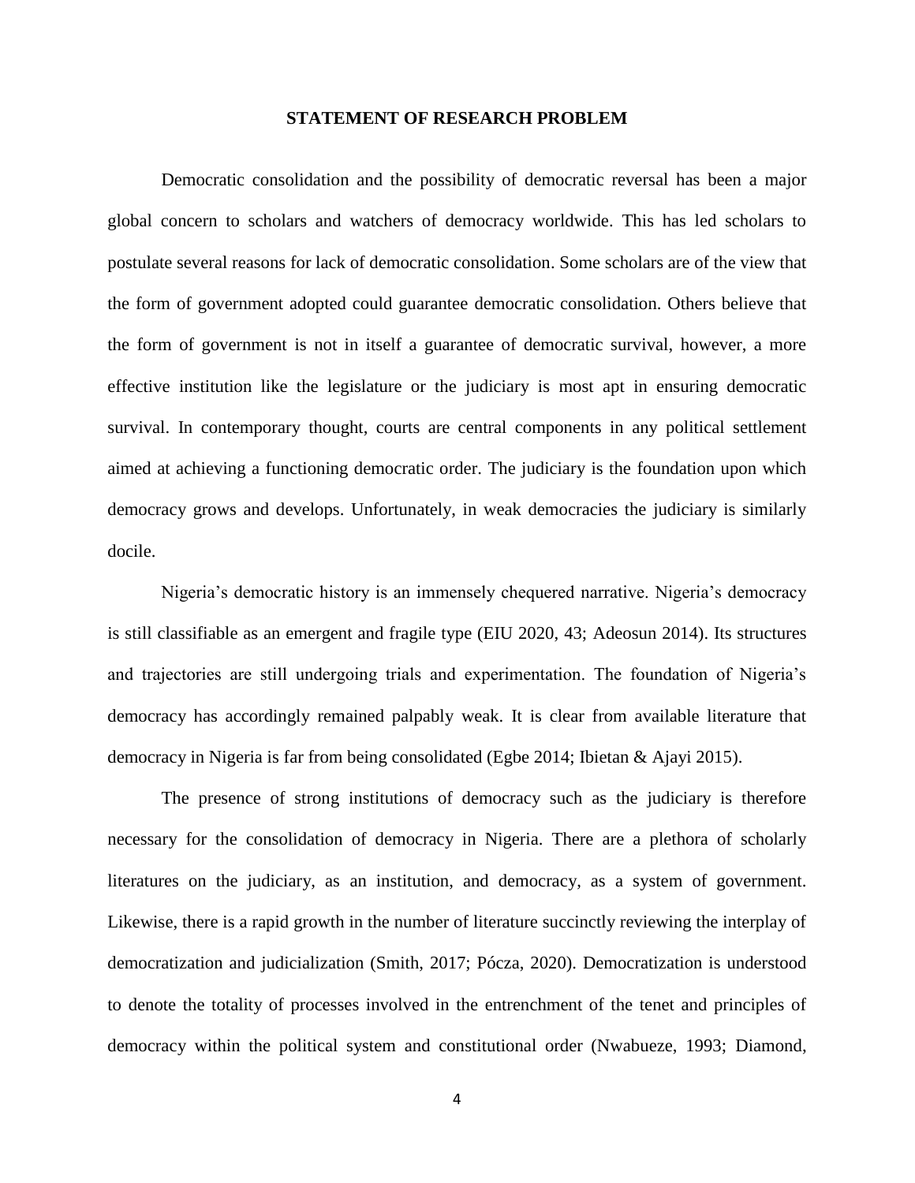## STATEMENT OF RESEARCH PROBLEM

Democratic consolidation and the possibility of democratic reversal has been a major global concern to scholars and watchers of democracy worldwide. This has led scholars to postulate several reasons for lack of democratic consolidation. Some scholars are of the view that the form of government adopted could guarantee democratic consolidation. Others believe that the form of government is not in itself a guarantee of democratic survival, however, a more effective institution like the legislature or the judiciary is most apt in ensuring democratic survival. In contemporary thought, courts are central components in any political settlement aimed at achieving a functioning democratic order. The judiciary is the foundation upon which democracy grows and develops. Unfortunately, in weak democracies the judiciary is similarly docile.

Nigeria's democratic history is an immensely chequered narrative. Nigeria's democracy is still classifiable as an emergent and fragile type (EIU 2020, 43; Adeosun 2014). Its structures and trajectories are still undergoing trials and experimentation. The foundation of Nigeria's democracy has accordingly remained palpably weak. It is clear from available literature that democracy in Nigeria is far from being consolidated (Egbe 2014; Ibietan & Ajayi 2015).

The presence of strong institutions of democracy such as the judiciary is therefore necessary for the consolidation of democracy in Nigeria. There are a plethora of scholarly literatures on the judiciary, as an institution, and democracy, as a system of government. Likewise, there is a rapid growth in the number of literature succinctly reviewing the interplay of democratization and judicialization (Smith, 2017; Pócza, 2020). Democratization is understood to denote the totality of processes involved in the entrenchment of the tenet and principles of democracy within the political system and constitutional order (Nwabueze, 1993; Diamond,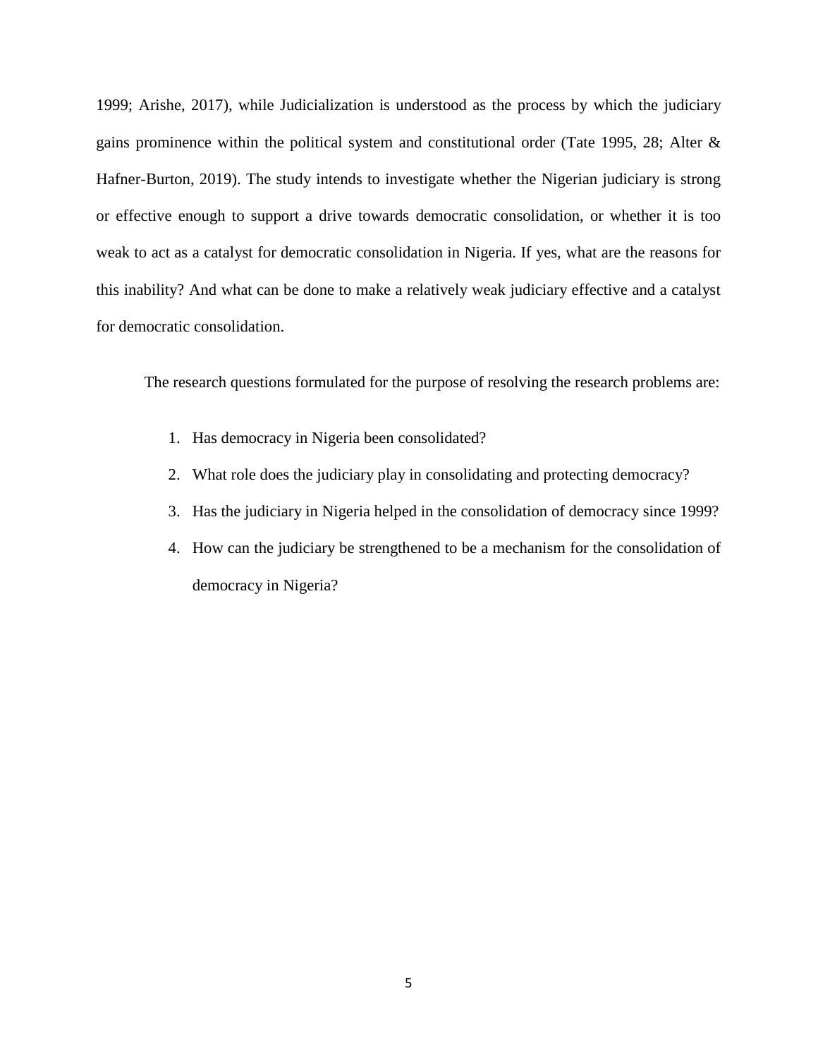1999; Arishe, 2017), while Judicialization is understood as the process by which the judiciary gains prominence within the political system and constitutional order (Tate 1995, 28; Alter & Hafner-Burton, 2019). The study intends to investigate whether the Nigerian judiciary is strong or effective enough to support a drive towards democratic consolidation, or whether it is too weak to act as a catalyst for democratic consolidation in Nigeria. If yes, what are the reasons for this inability? And what can be done to make a relatively weak judiciary effective and a catalyst for democratic consolidation.

The research questions formulated for the purpose of resolving the research problems are:

1. Has democracy in Nigeria been consolidated?
2. What role does the judiciary play in consolidating and protecting democracy?
3. Has the judiciary in Nigeria helped in the consolidation of democracy since 1999?
4. How can the judiciary be strengthened to be a mechanism for the consolidation of democracy in Nigeria?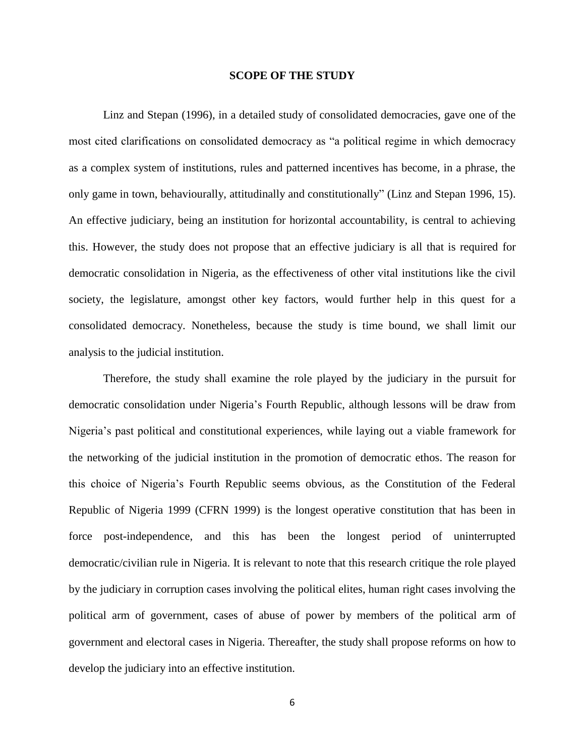## SCOPE OF THE STUDY

Linz and Stepan (1996), in a detailed study of consolidated democracies, gave one of the most cited clarifications on consolidated democracy as "a political regime in which democracy as a complex system of institutions, rules and patterned incentives has become, in a phrase, the only game in town, behaviourally, attitudinally and constitutionally" (Linz and Stepan 1996, 15). An effective judiciary, being an institution for horizontal accountability, is central to achieving this. However, the study does not propose that an effective judiciary is all that is required for democratic consolidation in Nigeria, as the effectiveness of other vital institutions like the civil society, the legislature, amongst other key factors, would further help in this quest for a consolidated democracy. Nonetheless, because the study is time bound, we shall limit our analysis to the judicial institution.

Therefore, the study shall examine the role played by the judiciary in the pursuit for democratic consolidation under Nigeria's Fourth Republic, although lessons will be draw from Nigeria's past political and constitutional experiences, while laying out a viable framework for the networking of the judicial institution in the promotion of democratic ethos. The reason for this choice of Nigeria's Fourth Republic seems obvious, as the Constitution of the Federal Republic of Nigeria 1999 (CFRN 1999) is the longest operative constitution that has been in force post-independence, and this has been the longest period of uninterrupted democratic/civilian rule in Nigeria. It is relevant to note that this research critique the role played by the judiciary in corruption cases involving the political elites, human right cases involving the political arm of government, cases of abuse of power by members of the political arm of government and electoral cases in Nigeria. Thereafter, the study shall propose reforms on how to develop the judiciary into an effective institution.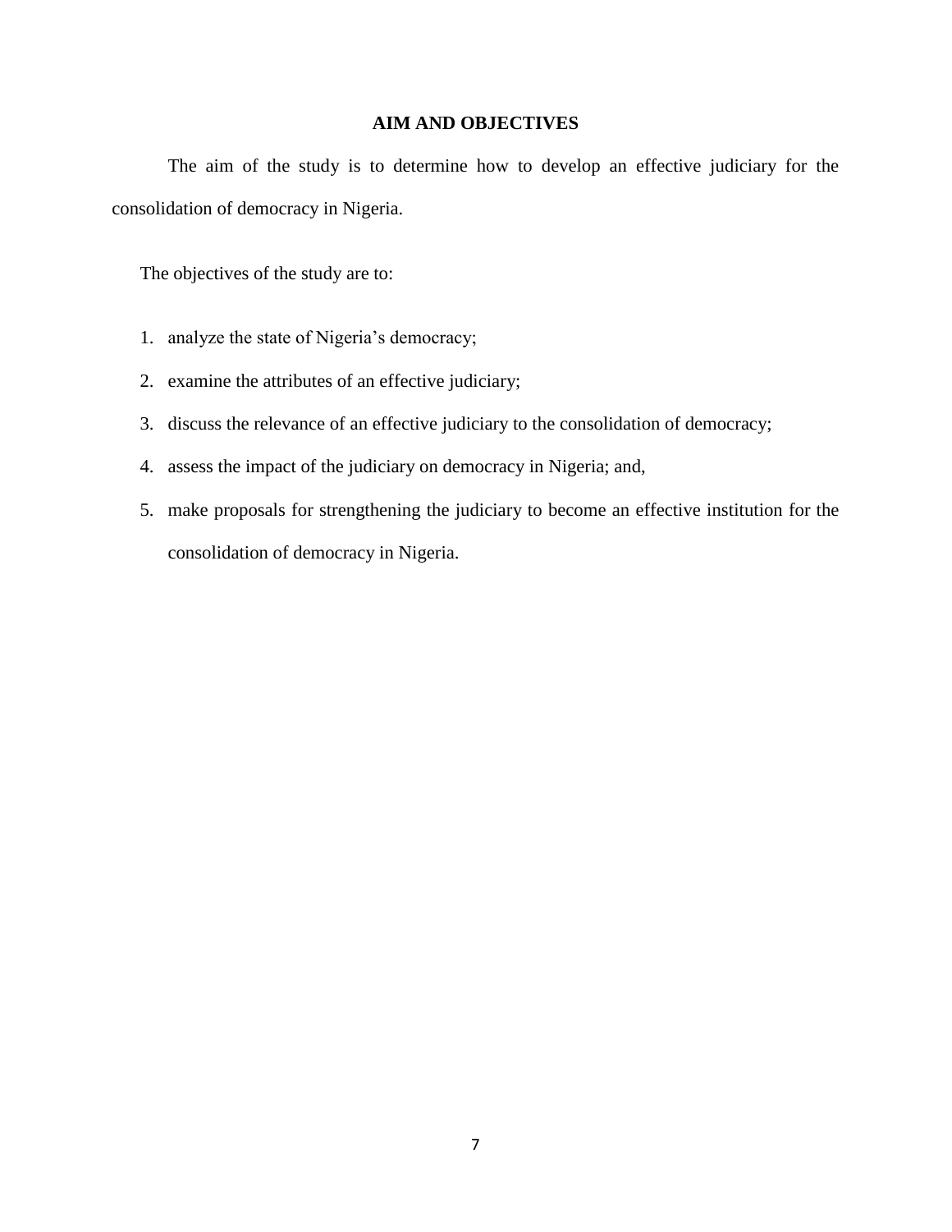## AIM AND OBJECTIVES

The aim of the study is to determine how to develop an effective judiciary for the consolidation of democracy in Nigeria.

The objectives of the study are to:

1. analyze the state of Nigeria's democracy;
2. examine the attributes of an effective judiciary;
3. discuss the relevance of an effective judiciary to the consolidation of democracy;
4. assess the impact of the judiciary on democracy in Nigeria; and,
5. make proposals for strengthening the judiciary to become an effective institution for the consolidation of democracy in Nigeria.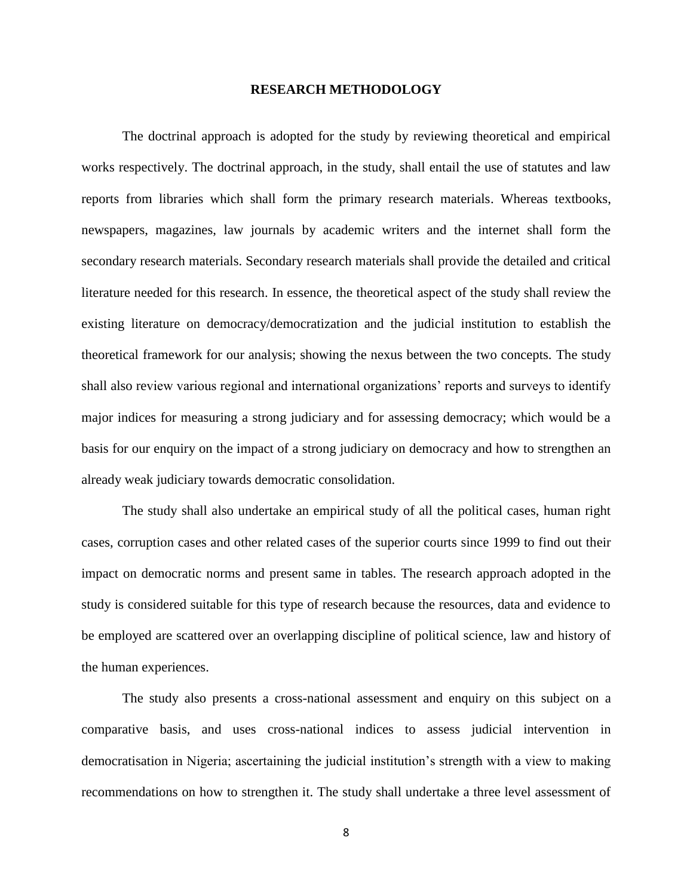## RESEARCH METHODOLOGY

The doctrinal approach is adopted for the study by reviewing theoretical and empirical works respectively. The doctrinal approach, in the study, shall entail the use of statutes and law reports from libraries which shall form the primary research materials. Whereas textbooks, newspapers, magazines, law journals by academic writers and the internet shall form the secondary research materials. Secondary research materials shall provide the detailed and critical literature needed for this research. In essence, the theoretical aspect of the study shall review the existing literature on democracy/democratization and the judicial institution to establish the theoretical framework for our analysis; showing the nexus between the two concepts. The study shall also review various regional and international organizations' reports and surveys to identify major indices for measuring a strong judiciary and for assessing democracy; which would be a basis for our enquiry on the impact of a strong judiciary on democracy and how to strengthen an already weak judiciary towards democratic consolidation.

The study shall also undertake an empirical study of all the political cases, human right cases, corruption cases and other related cases of the superior courts since 1999 to find out their impact on democratic norms and present same in tables. The research approach adopted in the study is considered suitable for this type of research because the resources, data and evidence to be employed are scattered over an overlapping discipline of political science, law and history of the human experiences.

The study also presents a cross-national assessment and enquiry on this subject on a comparative basis, and uses cross-national indices to assess judicial intervention in democratisation in Nigeria; ascertaining the judicial institution's strength with a view to making recommendations on how to strengthen it. The study shall undertake a three level assessment of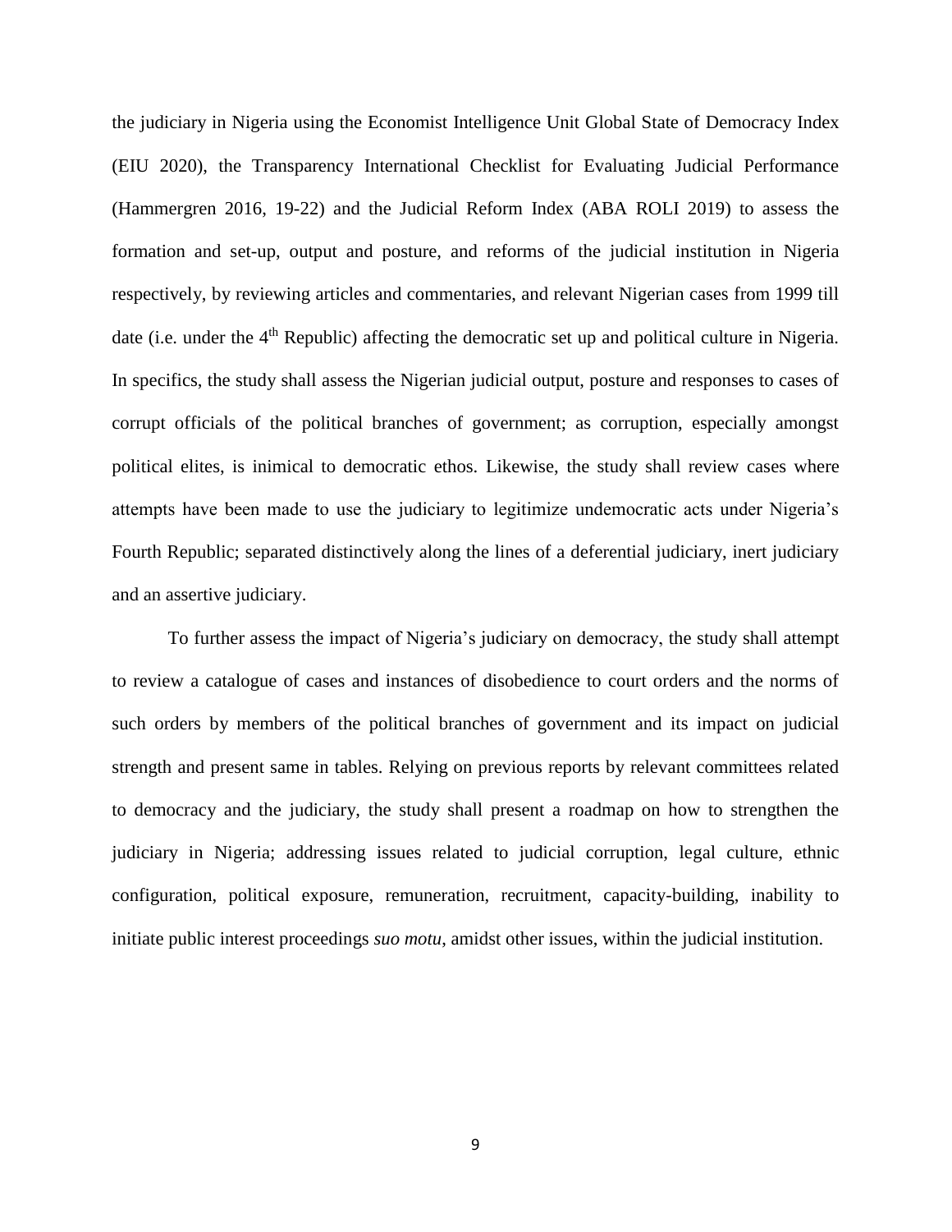the judiciary in Nigeria using the Economist Intelligence Unit Global State of Democracy Index (EIU 2020), the Transparency International Checklist for Evaluating Judicial Performance (Hammergren 2016, 19-22) and the Judicial Reform Index (ABA ROLI 2019) to assess the formation and set-up, output and posture, and reforms of the judicial institution in Nigeria respectively, by reviewing articles and commentaries, and relevant Nigerian cases from 1999 till date (i.e. under the 4th Republic) affecting the democratic set up and political culture in Nigeria. In specifics, the study shall assess the Nigerian judicial output, posture and responses to cases of corrupt officials of the political branches of government; as corruption, especially amongst political elites, is inimical to democratic ethos. Likewise, the study shall review cases where attempts have been made to use the judiciary to legitimize undemocratic acts under Nigeria's Fourth Republic; separated distinctively along the lines of a deferential judiciary, inert judiciary and an assertive judiciary.

To further assess the impact of Nigeria's judiciary on democracy, the study shall attempt to review a catalogue of cases and instances of disobedience to court orders and the norms of such orders by members of the political branches of government and its impact on judicial strength and present same in tables. Relying on previous reports by relevant committees related to democracy and the judiciary, the study shall present a roadmap on how to strengthen the judiciary in Nigeria; addressing issues related to judicial corruption, legal culture, ethnic configuration, political exposure, remuneration, recruitment, capacity-building, inability to initiate public interest proceedings *suo motu*, amidst other issues, within the judicial institution.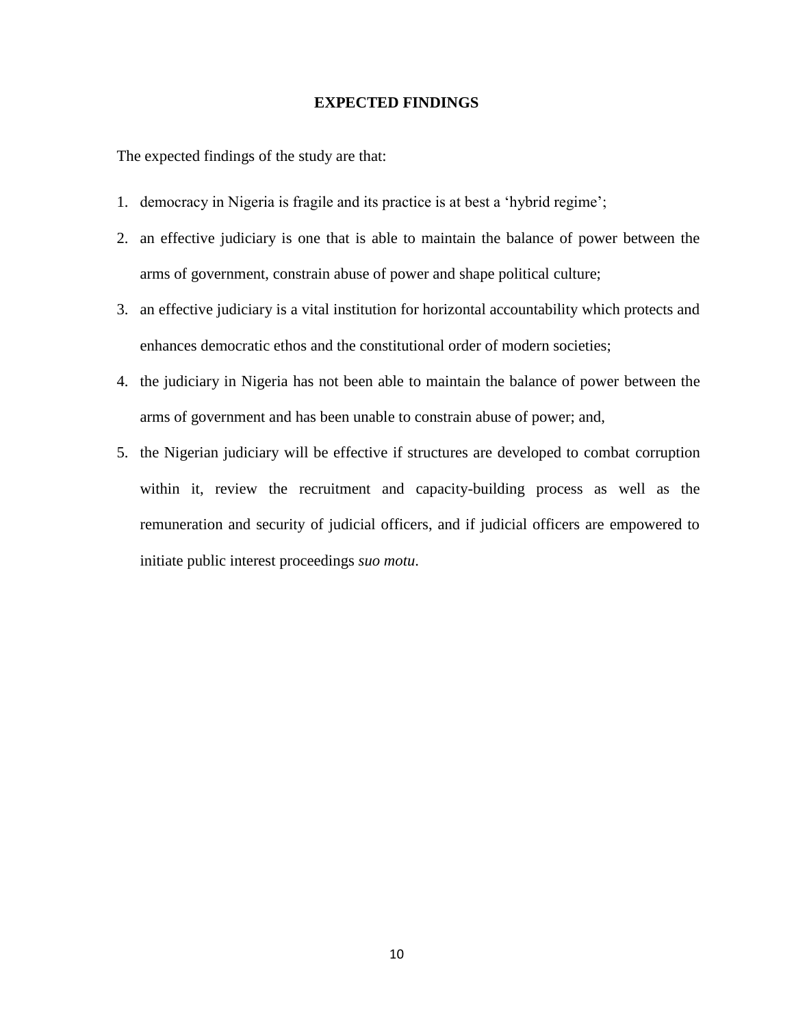## EXPECTED FINDINGS

The expected findings of the study are that:

1. democracy in Nigeria is fragile and its practice is at best a 'hybrid regime';
2. an effective judiciary is one that is able to maintain the balance of power between the arms of government, constrain abuse of power and shape political culture;
3. an effective judiciary is a vital institution for horizontal accountability which protects and enhances democratic ethos and the constitutional order of modern societies;
4. the judiciary in Nigeria has not been able to maintain the balance of power between the arms of government and has been unable to constrain abuse of power; and,
5. the Nigerian judiciary will be effective if structures are developed to combat corruption within it, review the recruitment and capacity-building process as well as the remuneration and security of judicial officers, and if judicial officers are empowered to initiate public interest proceedings *suo motu*.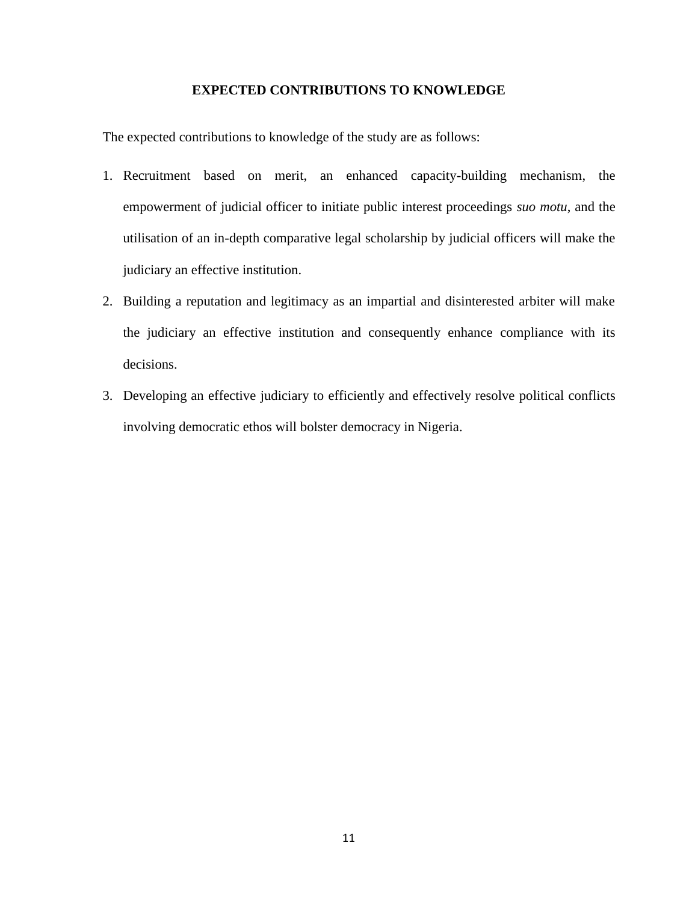## EXPECTED CONTRIBUTIONS TO KNOWLEDGE

The expected contributions to knowledge of the study are as follows:

1. Recruitment based on merit, an enhanced capacity-building mechanism, the empowerment of judicial officer to initiate public interest proceedings *suo motu*, and the utilisation of an in-depth comparative legal scholarship by judicial officers will make the judiciary an effective institution.
2. Building a reputation and legitimacy as an impartial and disinterested arbiter will make the judiciary an effective institution and consequently enhance compliance with its decisions.
3. Developing an effective judiciary to efficiently and effectively resolve political conflicts involving democratic ethos will bolster democracy in Nigeria.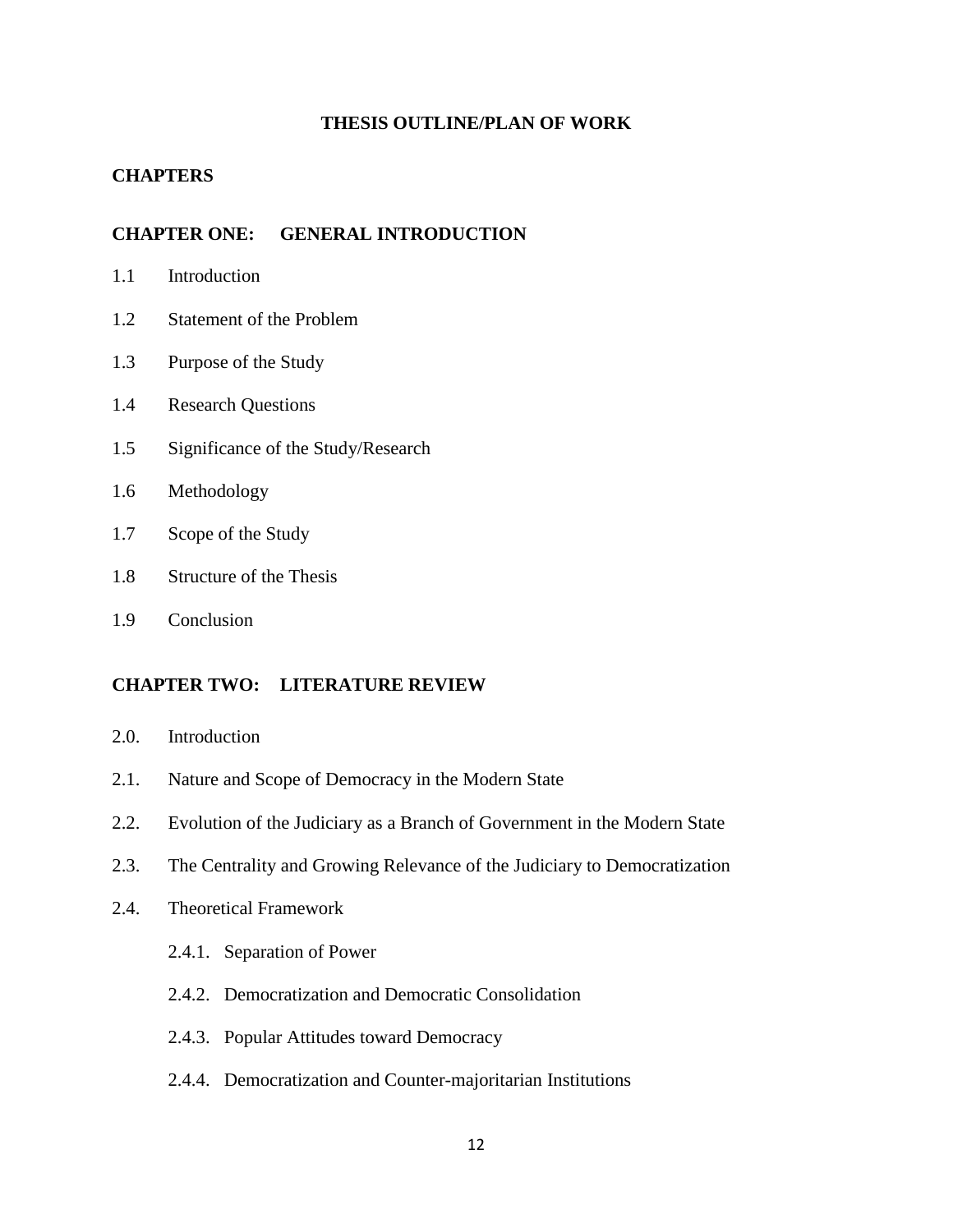## THESIS OUTLINE/PLAN OF WORK

### CHAPTERS

### CHAPTER ONE: GENERAL INTRODUCTION

1.1 Introduction

1.2 Statement of the Problem

1.3 Purpose of the Study

1.4 Research Questions

1.5 Significance of the Study/Research

1.6 Methodology

1.7 Scope of the Study

1.8 Structure of the Thesis

1.9 Conclusion

### CHAPTER TWO: LITERATURE REVIEW

2.0. Introduction

2.1. Nature and Scope of Democracy in the Modern State

2.2. Evolution of the Judiciary as a Branch of Government in the Modern State

2.3. The Centrality and Growing Relevance of the Judiciary to Democratization

2.4. Theoretical Framework

- 2.4.1. Separation of Power
- 2.4.2. Democratization and Democratic Consolidation
- 2.4.3. Popular Attitudes toward Democracy
- 2.4.4. Democratization and Counter-majoritarian Institutions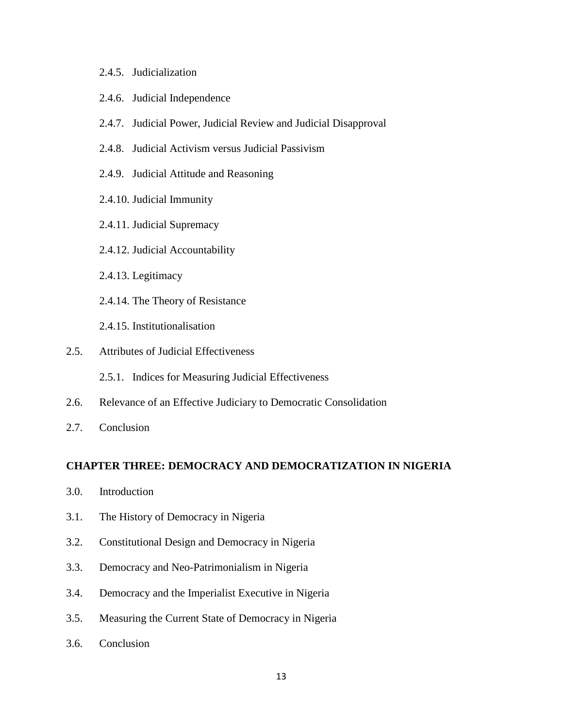2.4.5. Judicialization

2.4.6. Judicial Independence

2.4.7. Judicial Power, Judicial Review and Judicial Disapproval

2.4.8. Judicial Activism versus Judicial Passivism

2.4.9. Judicial Attitude and Reasoning

2.4.10. Judicial Immunity

2.4.11. Judicial Supremacy

2.4.12. Judicial Accountability

2.4.13. Legitimacy

2.4.14. The Theory of Resistance

2.4.15. Institutionalisation

2.5. Attributes of Judicial Effectiveness

2.5.1. Indices for Measuring Judicial Effectiveness

2.6. Relevance of an Effective Judiciary to Democratic Consolidation

2.7. Conclusion

**CHAPTER THREE: DEMOCRACY AND DEMOCRATIZATION IN NIGERIA**

3.0. Introduction

3.1. The History of Democracy in Nigeria

3.2. Constitutional Design and Democracy in Nigeria

3.3. Democracy and Neo-Patrimonialism in Nigeria

3.4. Democracy and the Imperialist Executive in Nigeria

3.5. Measuring the Current State of Democracy in Nigeria

3.6. Conclusion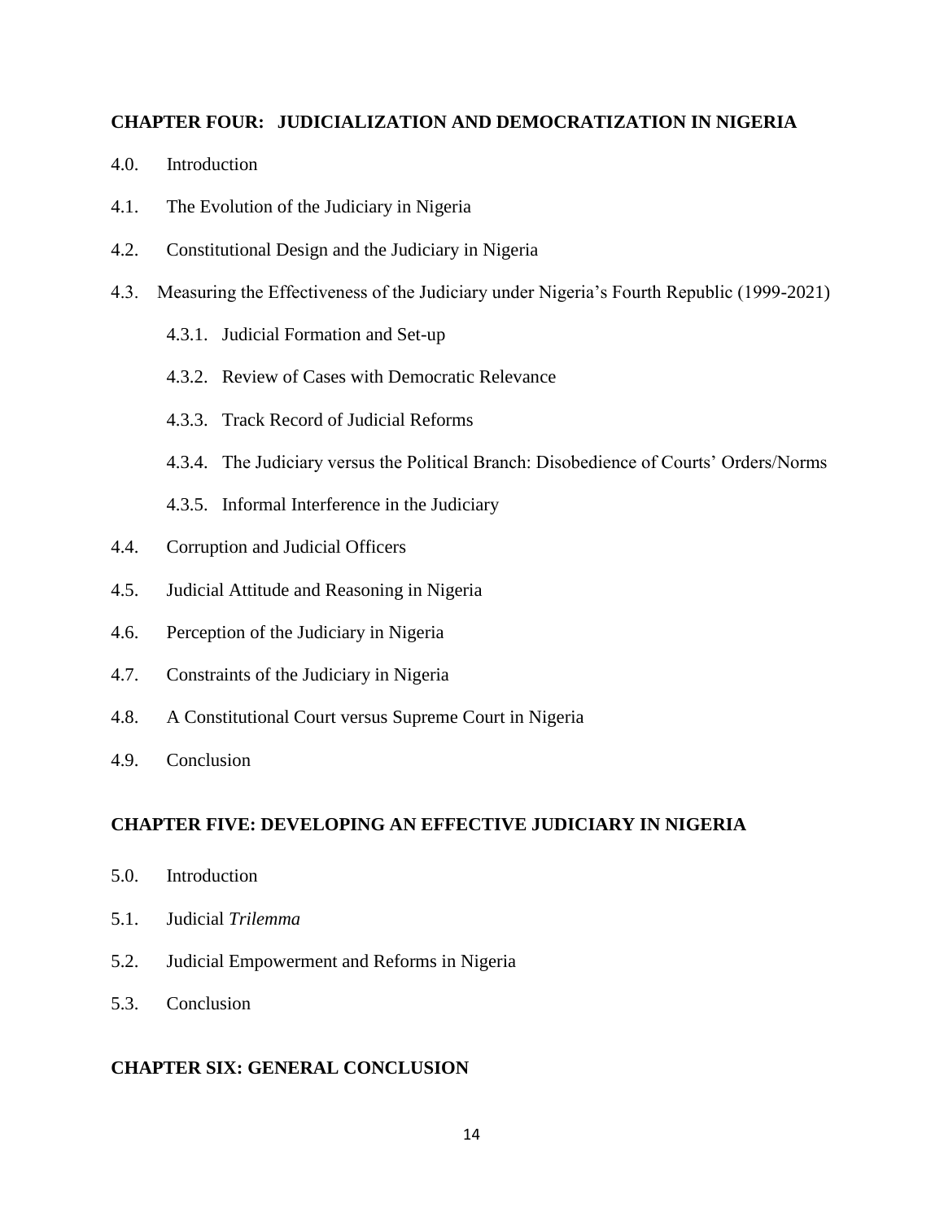**CHAPTER FOUR: JUDICIALIZATION AND DEMOCRATIZATION IN NIGERIA**

4.0. Introduction

4.1. The Evolution of the Judiciary in Nigeria

4.2. Constitutional Design and the Judiciary in Nigeria

4.3. Measuring the Effectiveness of the Judiciary under Nigeria's Fourth Republic (1999-2021)

4.3.1. Judicial Formation and Set-up

4.3.2. Review of Cases with Democratic Relevance

4.3.3. Track Record of Judicial Reforms

4.3.4. The Judiciary versus the Political Branch: Disobedience of Courts' Orders/Norms

4.3.5. Informal Interference in the Judiciary

4.4. Corruption and Judicial Officers

4.5. Judicial Attitude and Reasoning in Nigeria

4.6. Perception of the Judiciary in Nigeria

4.7. Constraints of the Judiciary in Nigeria

4.8. A Constitutional Court versus Supreme Court in Nigeria

4.9. Conclusion

**CHAPTER FIVE: DEVELOPING AN EFFECTIVE JUDICIARY IN NIGERIA**

5.0. Introduction

5.1. Judicial *Trilemma*

5.2. Judicial Empowerment and Reforms in Nigeria

5.3. Conclusion

**CHAPTER SIX: GENERAL CONCLUSION**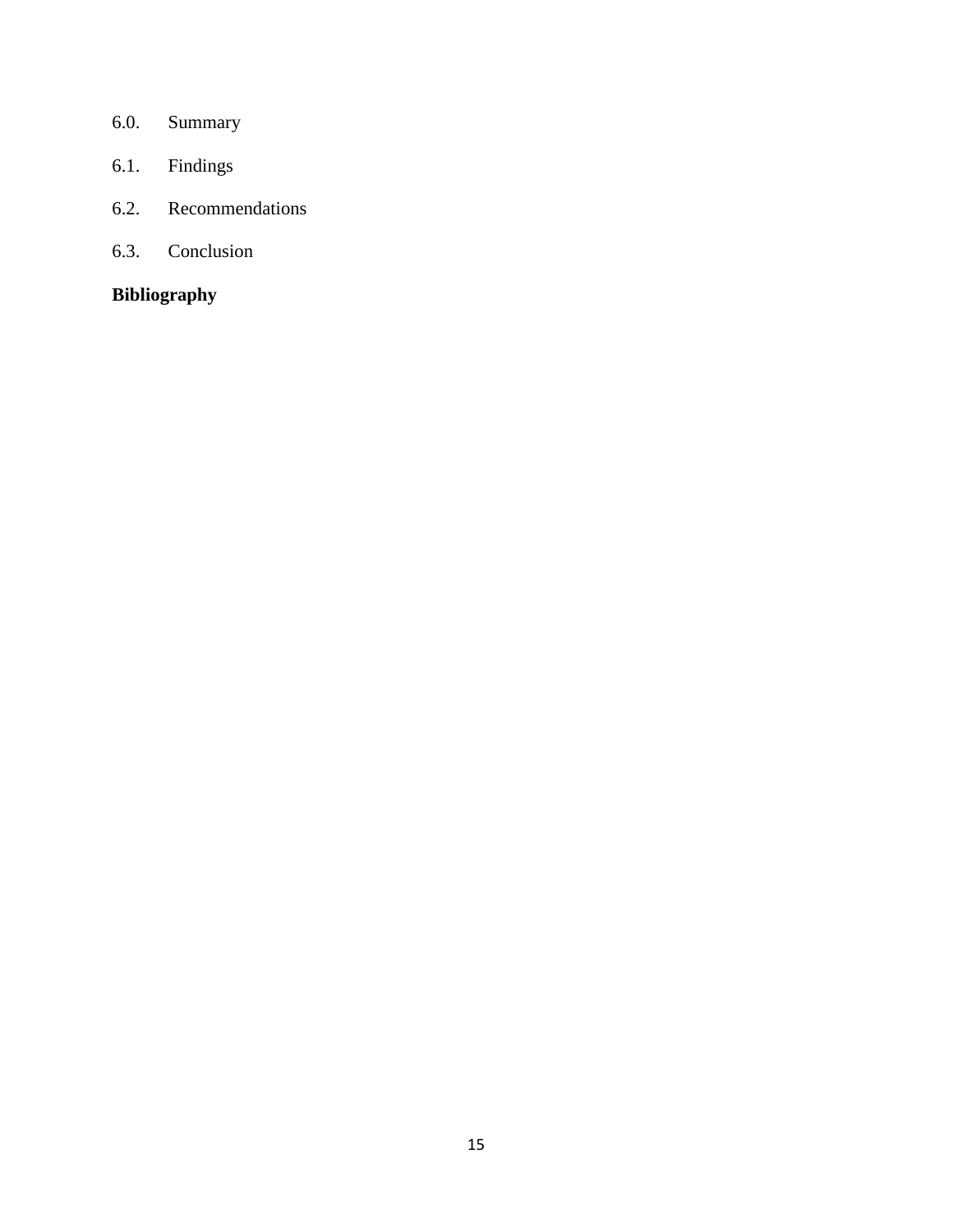6.0. Summary

6.1. Findings

6.2. Recommendations

6.3. Conclusion

**Bibliography**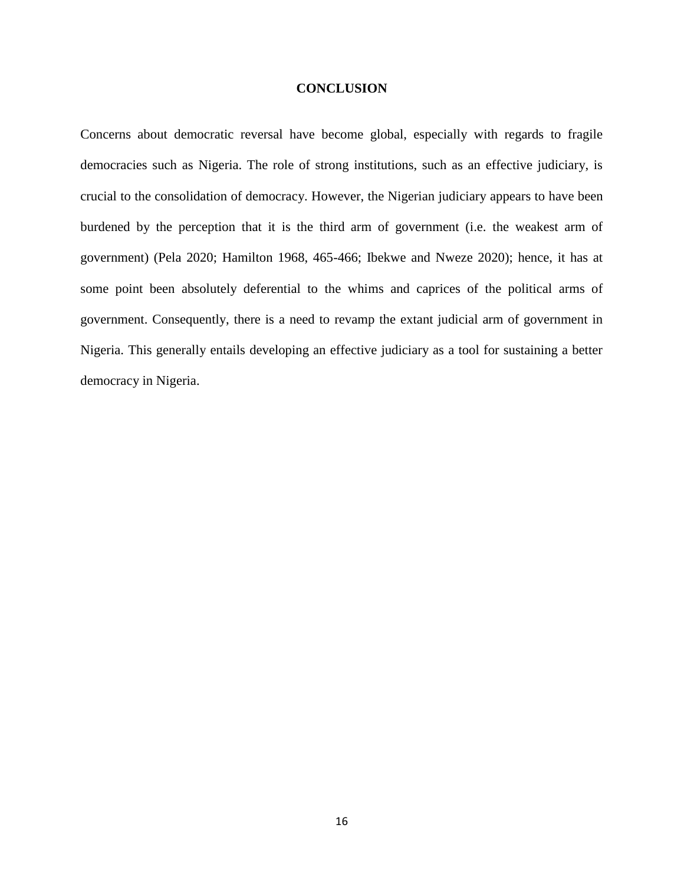## CONCLUSION

Concerns about democratic reversal have become global, especially with regards to fragile democracies such as Nigeria. The role of strong institutions, such as an effective judiciary, is crucial to the consolidation of democracy. However, the Nigerian judiciary appears to have been burdened by the perception that it is the third arm of government (i.e. the weakest arm of government) (Pela 2020; Hamilton 1968, 465-466; Ibekwe and Nweze 2020); hence, it has at some point been absolutely deferential to the whims and caprices of the political arms of government. Consequently, there is a need to revamp the extant judicial arm of government in Nigeria. This generally entails developing an effective judiciary as a tool for sustaining a better democracy in Nigeria.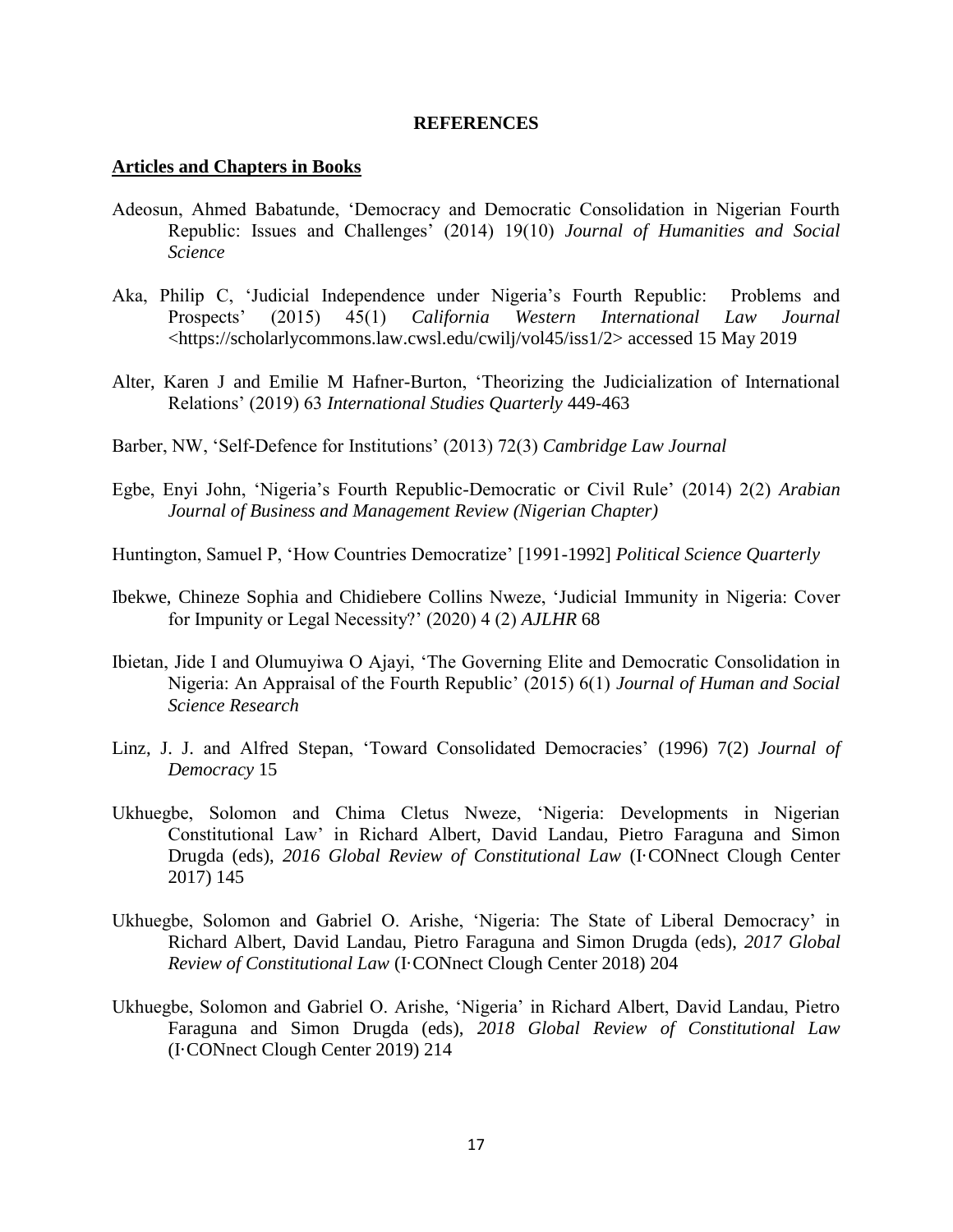**REFERENCES**

**Articles and Chapters in Books**

Adeosun, Ahmed Babatunde, 'Democracy and Democratic Consolidation in Nigerian Fourth Republic: Issues and Challenges' (2014) 19(10) *Journal of Humanities and Social Science*

Aka, Philip C, 'Judicial Independence under Nigeria's Fourth Republic: Problems and Prospects' (2015) 45(1) *California Western International Law Journal* <https://scholarlycommons.law.cwsl.edu/cwilj/vol45/iss1/2> accessed 15 May 2019

Alter, Karen J and Emilie M Hafner-Burton, 'Theorizing the Judicialization of International Relations' (2019) 63 *International Studies Quarterly* 449-463

Barber, NW, 'Self-Defence for Institutions' (2013) 72(3) *Cambridge Law Journal*

Egbe, Enyi John, 'Nigeria's Fourth Republic-Democratic or Civil Rule' (2014) 2(2) *Arabian Journal of Business and Management Review (Nigerian Chapter)*

Huntington, Samuel P, 'How Countries Democratize' [1991-1992] *Political Science Quarterly*

Ibekwe, Chineze Sophia and Chidiebere Collins Nweze, 'Judicial Immunity in Nigeria: Cover for Impunity or Legal Necessity?' (2020) 4 (2) *AJLHR* 68

Ibietan, Jide I and Olumuyiwa O Ajayi, 'The Governing Elite and Democratic Consolidation in Nigeria: An Appraisal of the Fourth Republic' (2015) 6(1) *Journal of Human and Social Science Research*

Linz, J. J. and Alfred Stepan, 'Toward Consolidated Democracies' (1996) 7(2) *Journal of Democracy* 15

Ukhuegbe, Solomon and Chima Cletus Nweze, 'Nigeria: Developments in Nigerian Constitutional Law' in Richard Albert, David Landau, Pietro Faraguna and Simon Drugda (eds), *2016 Global Review of Constitutional Law* (I·CONnect Clough Center 2017) 145

Ukhuegbe, Solomon and Gabriel O. Arishe, 'Nigeria: The State of Liberal Democracy' in Richard Albert, David Landau, Pietro Faraguna and Simon Drugda (eds), *2017 Global Review of Constitutional Law* (I·CONnect Clough Center 2018) 204

Ukhuegbe, Solomon and Gabriel O. Arishe, 'Nigeria' in Richard Albert, David Landau, Pietro Faraguna and Simon Drugda (eds), *2018 Global Review of Constitutional Law* (I·CONnect Clough Center 2019) 214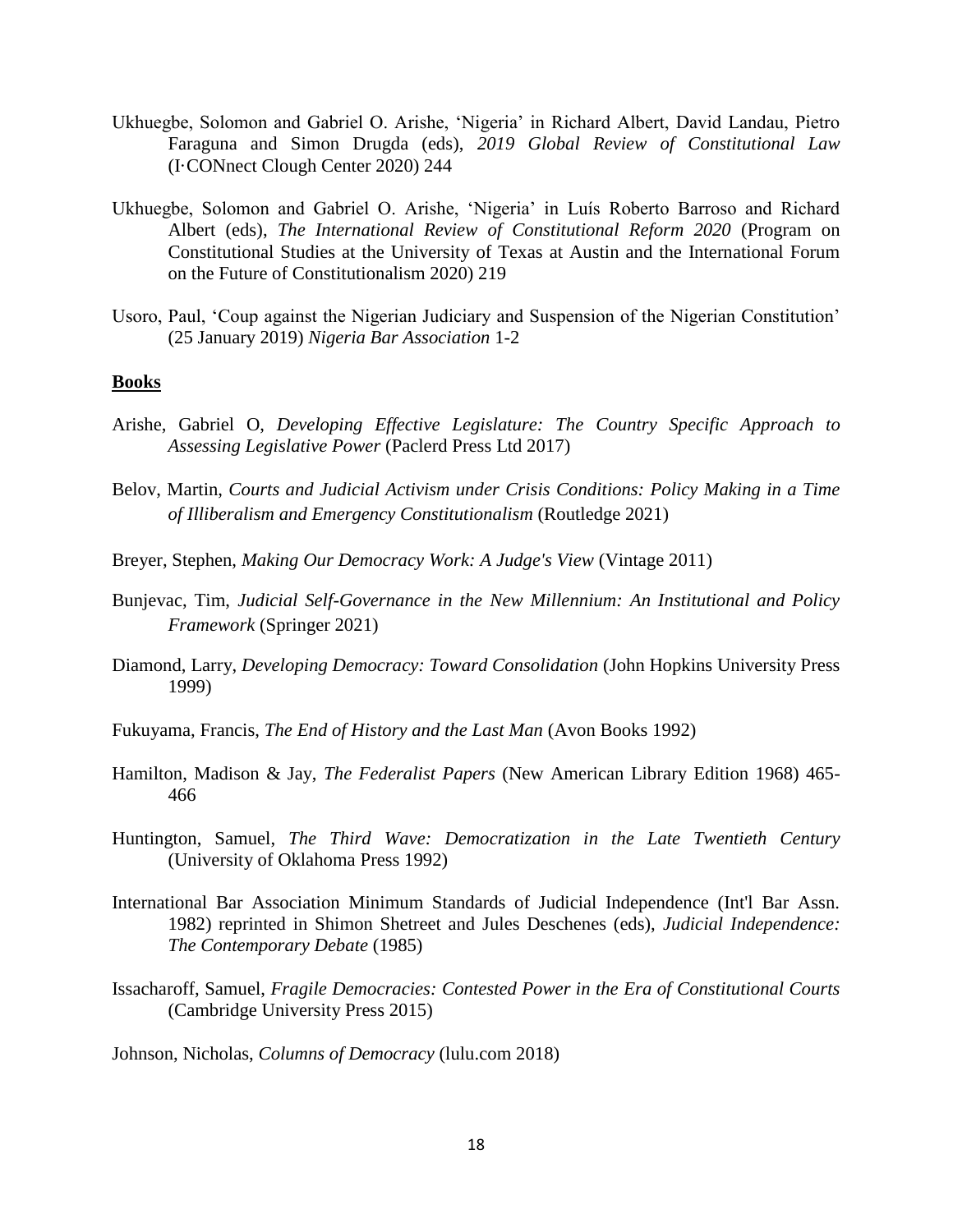Ukhuegbe, Solomon and Gabriel O. Arishe, 'Nigeria' in Richard Albert, David Landau, Pietro Faraguna and Simon Drugda (eds), *2019 Global Review of Constitutional Law* (I·CONnect Clough Center 2020) 244

Ukhuegbe, Solomon and Gabriel O. Arishe, 'Nigeria' in Luís Roberto Barroso and Richard Albert (eds), *The International Review of Constitutional Reform 2020* (Program on Constitutional Studies at the University of Texas at Austin and the International Forum on the Future of Constitutionalism 2020) 219

Usoro, Paul, 'Coup against the Nigerian Judiciary and Suspension of the Nigerian Constitution' (25 January 2019) *Nigeria Bar Association* 1-2

**Books**

Arishe, Gabriel O, *Developing Effective Legislature: The Country Specific Approach to Assessing Legislative Power* (Paclerd Press Ltd 2017)

Belov, Martin, *Courts and Judicial Activism under Crisis Conditions: Policy Making in a Time of Illiberalism and Emergency Constitutionalism* (Routledge 2021)

Breyer, Stephen, *Making Our Democracy Work: A Judge's View* (Vintage 2011)

Bunjevac, Tim, *Judicial Self-Governance in the New Millennium: An Institutional and Policy Framework* (Springer 2021)

Diamond, Larry, *Developing Democracy: Toward Consolidation* (John Hopkins University Press 1999)

Fukuyama, Francis, *The End of History and the Last Man* (Avon Books 1992)

Hamilton, Madison & Jay, *The Federalist Papers* (New American Library Edition 1968) 465-466

Huntington, Samuel, *The Third Wave: Democratization in the Late Twentieth Century* (University of Oklahoma Press 1992)

International Bar Association Minimum Standards of Judicial Independence (Int'l Bar Assn. 1982) reprinted in Shimon Shetreet and Jules Deschenes (eds), *Judicial Independence: The Contemporary Debate* (1985)

Issacharoff, Samuel, *Fragile Democracies: Contested Power in the Era of Constitutional Courts* (Cambridge University Press 2015)

Johnson, Nicholas, *Columns of Democracy* (lulu.com 2018)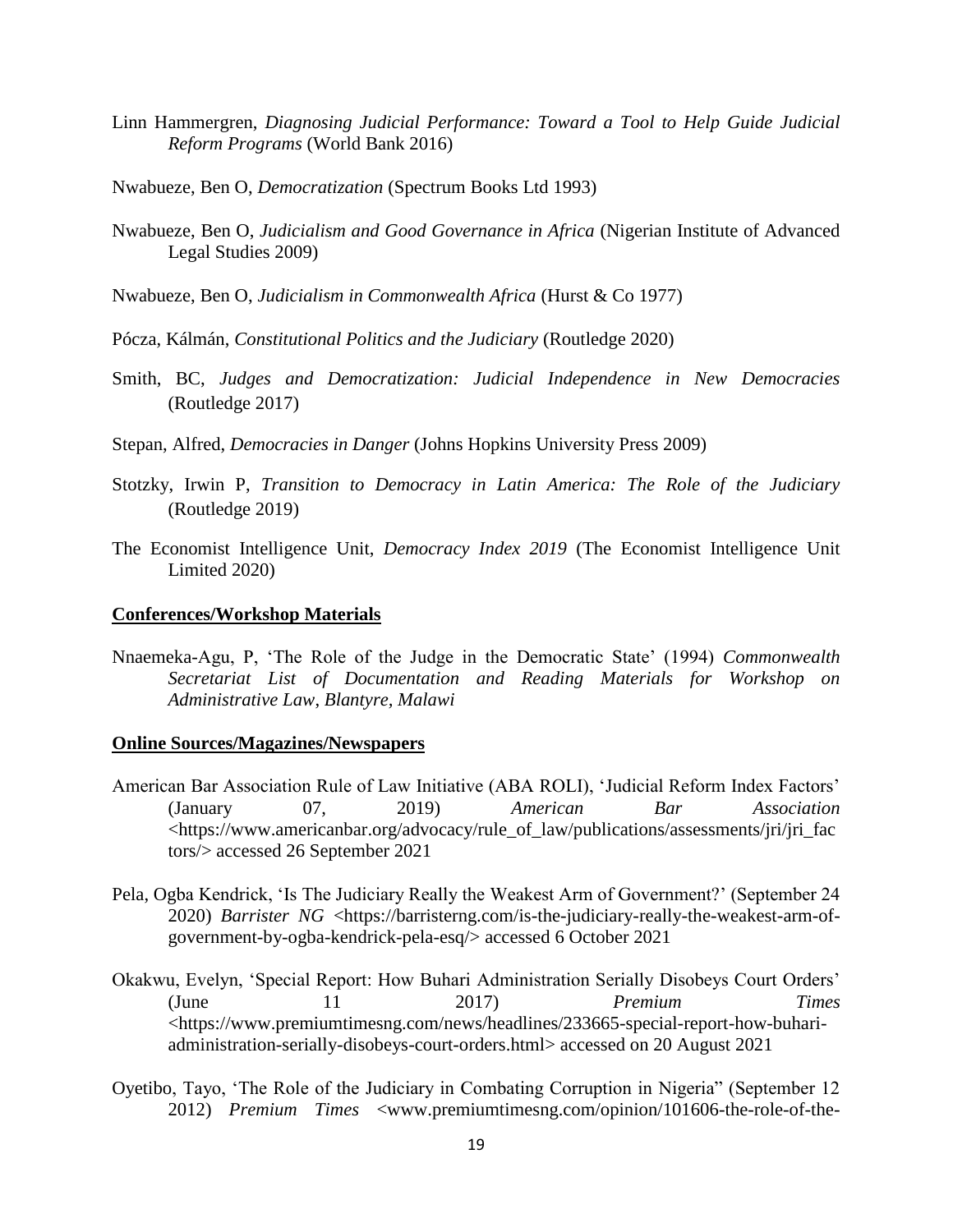Linn Hammergren, *Diagnosing Judicial Performance: Toward a Tool to Help Guide Judicial Reform Programs* (World Bank 2016)

Nwabueze, Ben O, *Democratization* (Spectrum Books Ltd 1993)

Nwabueze, Ben O, *Judicialism and Good Governance in Africa* (Nigerian Institute of Advanced Legal Studies 2009)

Nwabueze, Ben O, *Judicialism in Commonwealth Africa* (Hurst & Co 1977)

Pócza, Kálmán, *Constitutional Politics and the Judiciary* (Routledge 2020)

Smith, BC, *Judges and Democratization: Judicial Independence in New Democracies* (Routledge 2017)

Stepan, Alfred, *Democracies in Danger* (Johns Hopkins University Press 2009)

Stotzky, Irwin P, *Transition to Democracy in Latin America: The Role of the Judiciary* (Routledge 2019)

The Economist Intelligence Unit, *Democracy Index 2019* (The Economist Intelligence Unit Limited 2020)

**Conferences/Workshop Materials**

Nnaemeka-Agu, P, 'The Role of the Judge in the Democratic State' (1994) *Commonwealth Secretariat List of Documentation and Reading Materials for Workshop on Administrative Law, Blantyre, Malawi*

**Online Sources/Magazines/Newspapers**

American Bar Association Rule of Law Initiative (ABA ROLI), 'Judicial Reform Index Factors' (January 07, 2019) *American Bar Association* <https://www.americanbar.org/advocacy/rule_of_law/publications/assessments/jri/jri_factors/> accessed 26 September 2021

Pela, Ogba Kendrick, 'Is The Judiciary Really the Weakest Arm of Government?' (September 24 2020) *Barrister NG* <https://barristerng.com/is-the-judiciary-really-the-weakest-arm-of-government-by-ogba-kendrick-pela-esq/> accessed 6 October 2021

Okakwu, Evelyn, 'Special Report: How Buhari Administration Serially Disobeys Court Orders' (June 11 2017) *Premium Times* <https://www.premiumtimesng.com/news/headlines/233665-special-report-how-buhari-administration-serially-disobeys-court-orders.html> accessed on 20 August 2021

Oyetibo, Tayo, 'The Role of the Judiciary in Combating Corruption in Nigeria" (September 12 2012) *Premium Times* <www.premiumtimesng.com/opinion/101606-the-role-of-the-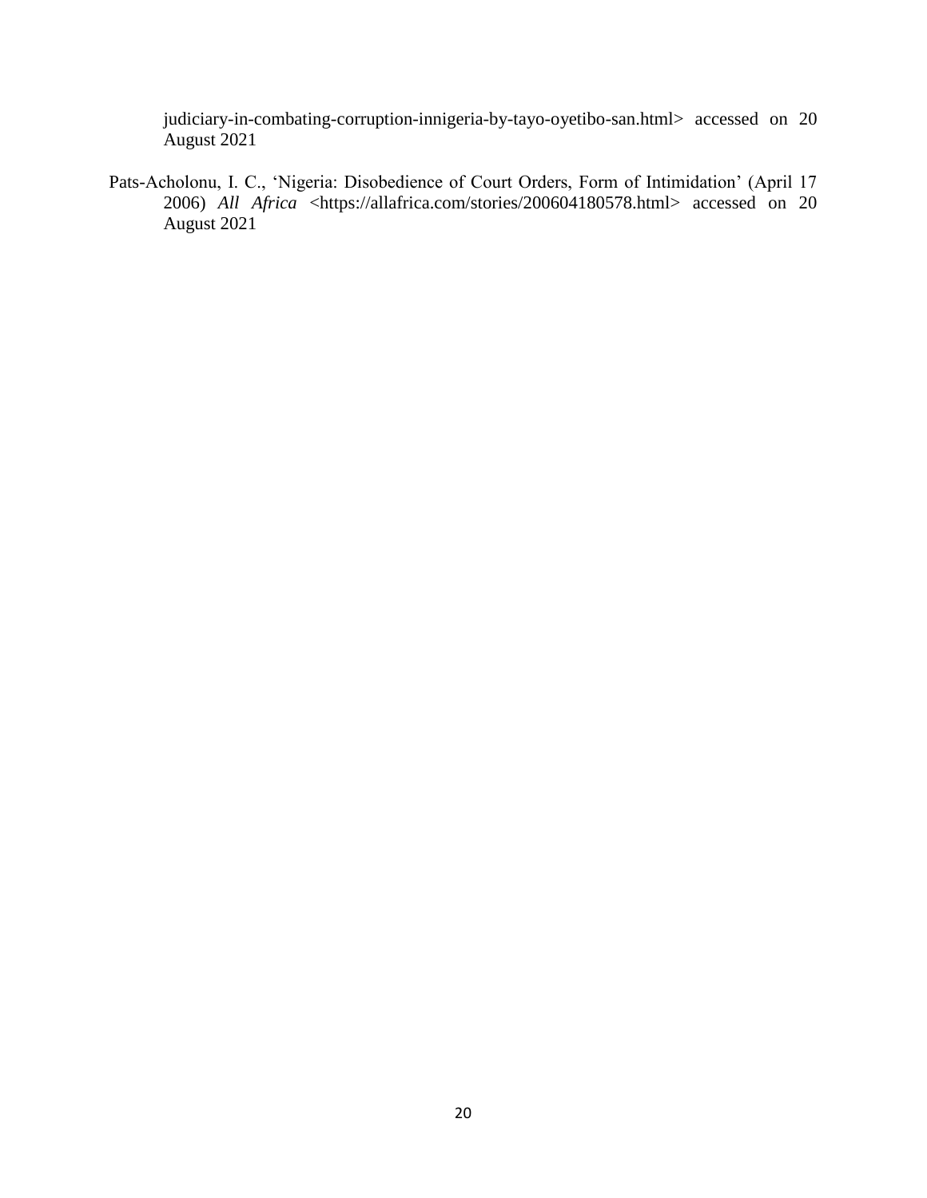judiciary-in-combating-corruption-innigeria-by-tayo-oyetibo-san.html> accessed on 20 August 2021

Pats-Acholonu, I. C., 'Nigeria: Disobedience of Court Orders, Form of Intimidation' (April 17 2006) *All Africa* <https://allafrica.com/stories/200604180578.html> accessed on 20 August 2021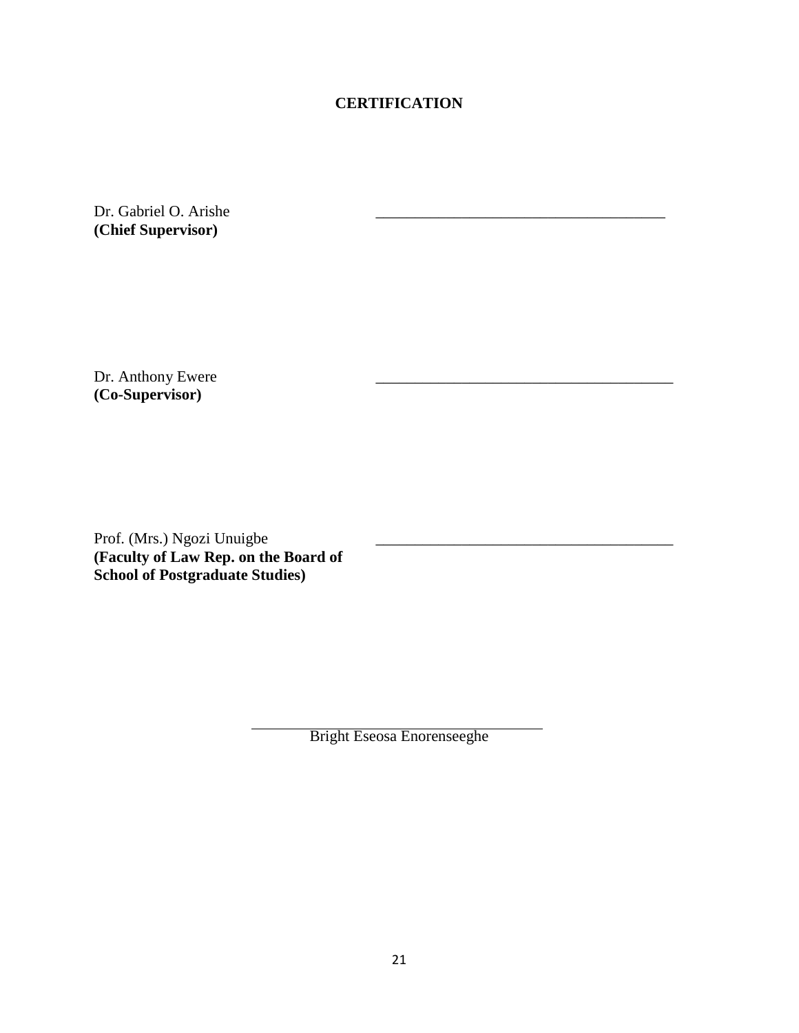# CERTIFICATION

Dr. Gabriel O. Arishe ______________________________________
**(Chief Supervisor)**

Dr. Anthony Ewere ______________________________________
**(Co-Supervisor)**

Prof. (Mrs.) Ngozi Unuigbe ______________________________________
**(Faculty of Law Rep. on the Board of School of Postgraduate Studies)**

______________________________________
Bright Eseosa Enorenseeghe